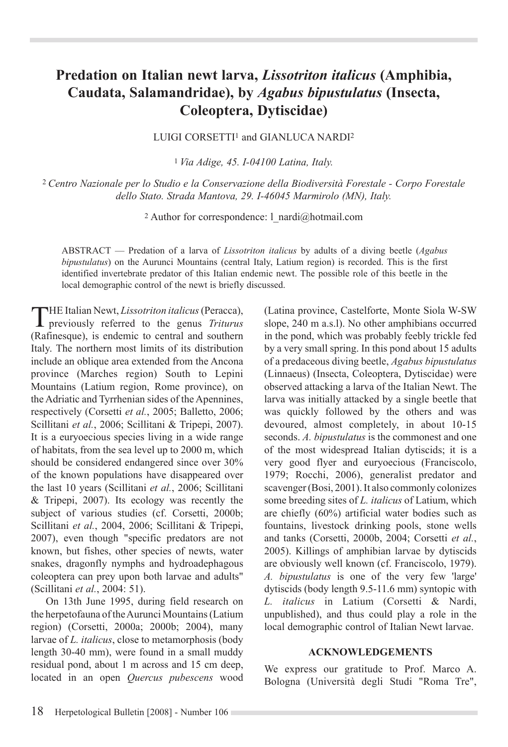# Predation on Italian newt larva, *Lissotriton italicus* (Amphibia, Caudata, Salamandridae), by *Agabus bipustulatus* (Insecta, Coleoptera, Dytiscidae)

LUIGI CORSETTI[1] and GIANLUCA NARDI[2]

[1] *Via Adige, 45. I-04100 Latina, Italy.*

[2] *Centro Nazionale per lo Studio e la Conservazione della Biodiversità Forestale - Corpo Forestale dello Stato. Strada Mantova, 29. I-46045 Marmirolo (MN), Italy.*

[2] Author for correspondence: l_nardi@hotmail.com

ABSTRACT — Predation of a larva of *Lissotriton italicus* by adults of a diving beetle (*Agabus bipustulatus*) on the Aurunci Mountains (central Italy, Latium region) is recorded. This is the first identified invertebrate predator of this Italian endemic newt. The possible role of this beetle in the local demographic control of the newt is briefly discussed.

THE Italian Newt, *Lissotriton italicus* (Peracca), previously referred to the genus *Triturus* (Rafinesque), is endemic to central and southern Italy. The northern most limits of its distribution include an oblique area extended from the Ancona province (Marches region) South to Lepini Mountains (Latium region, Rome province), on the Adriatic and Tyrrhenian sides of the Apennines, respectively (Corsetti *et al.*, 2005; Balletto, 2006; Scillitani *et al.*, 2006; Scillitani & Tripepi, 2007). It is a euryoecious species living in a wide range of habitats, from the sea level up to 2000 m, which should be considered endangered since over 30% of the known populations have disappeared over the last 10 years (Scillitani *et al.*, 2006; Scillitani & Tripepi, 2007). Its ecology was recently the subject of various studies (cf. Corsetti, 2000b; Scillitani *et al.*, 2004, 2006; Scillitani & Tripepi, 2007), even though "specific predators are not known, but fishes, other species of newts, water snakes, dragonfly nymphs and hydroadephagous coleoptera can prey upon both larvae and adults" (Scillitani *et al.*, 2004: 51).

On 13th June 1995, during field research on the herpetofauna of the Aurunci Mountains (Latium region) (Corsetti, 2000a; 2000b; 2004), many larvae of *L. italicus*, close to metamorphosis (body length 30-40 mm), were found in a small muddy residual pond, about 1 m across and 15 cm deep, located in an open *Quercus pubescens* wood (Latina province, Castelforte, Monte Siola W-SW slope, 240 m a.s.l). No other amphibians occurred in the pond, which was probably feebly trickle fed by a very small spring. In this pond about 15 adults of a predaceous diving beetle, *Agabus bipustulatus* (Linnaeus) (Insecta, Coleoptera, Dytiscidae) were observed attacking a larva of the Italian Newt. The larva was initially attacked by a single beetle that was quickly followed by the others and was devoured, almost completely, in about 10-15 seconds. *A. bipustulatus* is the commonest and one of the most widespread Italian dytiscids; it is a very good flyer and euryoecious (Franciscolo, 1979; Rocchi, 2006), generalist predator and scavenger (Bosi, 2001). It also commonly colonizes some breeding sites of *L. italicus* of Latium, which are chiefly (60%) artificial water bodies such as fountains, livestock drinking pools, stone wells and tanks (Corsetti, 2000b, 2004; Corsetti *et al.*, 2005). Killings of amphibian larvae by dytiscids are obviously well known (cf. Franciscolo, 1979). *A. bipustulatus* is one of the very few 'large' dytiscids (body length 9.5-11.6 mm) syntopic with *L. italicus* in Latium (Corsetti & Nardi, unpublished), and thus could play a role in the local demographic control of Italian Newt larvae.

## ACKNOWLEDGEMENTS

We express our gratitude to Prof. Marco A. Bologna (Università degli Studi "Roma Tre",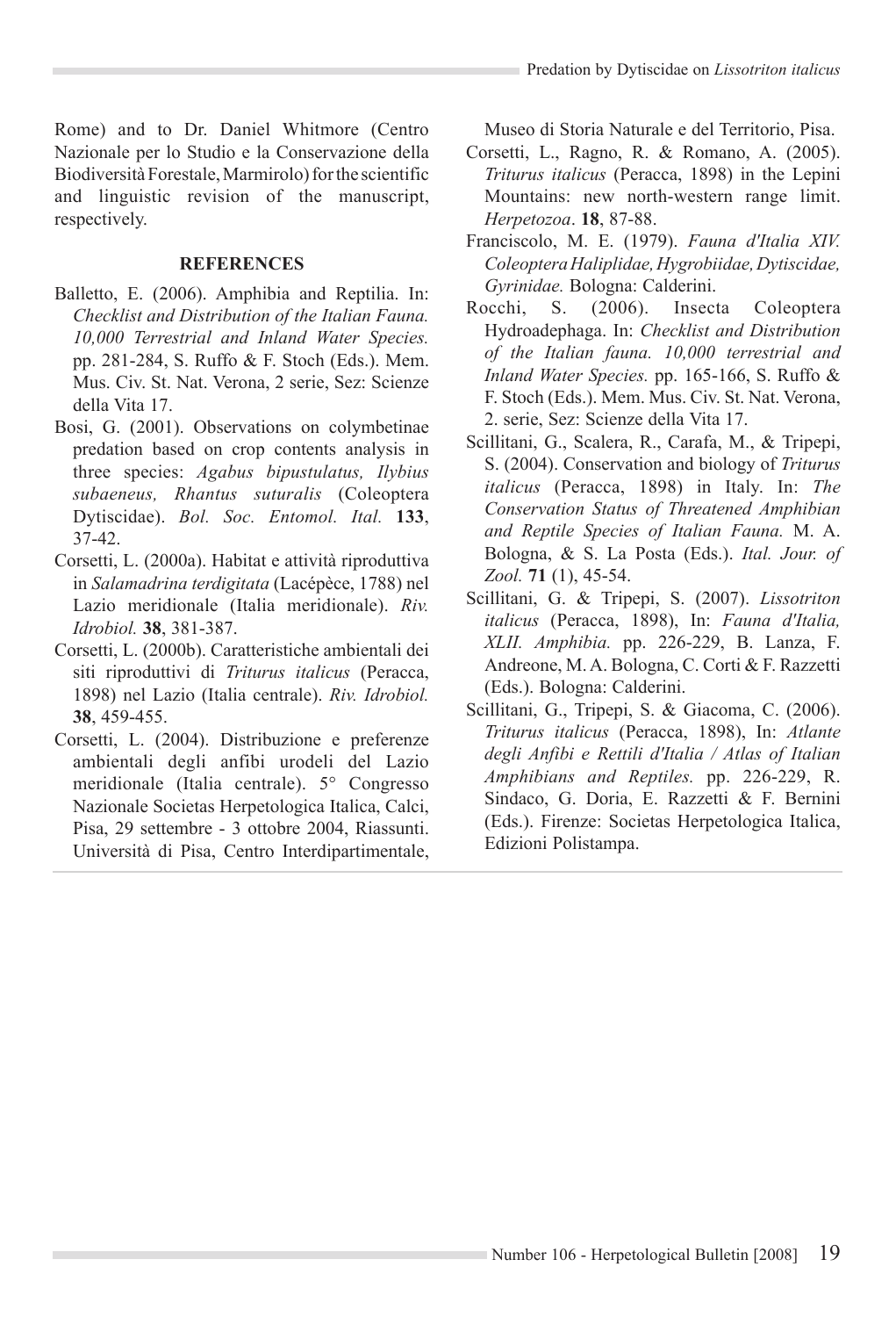Rome) and to Dr. Daniel Whitmore (Centro Nazionale per lo Studio e la Conservazione della Biodiversità Forestale, Marmirolo) for the scientific and linguistic revision of the manuscript, respectively.

## REFERENCES

Balletto, E. (2006). Amphibia and Reptilia. In: *Checklist and Distribution of the Italian Fauna. 10,000 Terrestrial and Inland Water Species.* pp. 281-284, S. Ruffo & F. Stoch (Eds.). Mem. Mus. Civ. St. Nat. Verona, 2 serie, Sez: Scienze della Vita 17.

Bosi, G. (2001). Observations on colymbetinae predation based on crop contents analysis in three species: *Agabus bipustulatus, Ilybius subaeneus, Rhantus suturalis* (Coleoptera Dytiscidae). *Bol. Soc. Entomol. Ital.* **133**, 37-42.

Corsetti, L. (2000a). Habitat e attività riproduttiva in *Salamadrina terdigitata* (Lacépède, 1788) nel Lazio meridionale (Italia meridionale). *Riv. Idrobiol.* **38**, 381-387.

Corsetti, L. (2000b). Caratteristiche ambientali dei siti riproduttivi di *Triturus italicus* (Peracca, 1898) nel Lazio (Italia centrale). *Riv. Idrobiol.* **38**, 459-455.

Corsetti, L. (2004). Distribuzione e preferenze ambientali degli anfibi urodeli del Lazio meridionale (Italia centrale). 5° Congresso Nazionale Societas Herpetologica Italica, Calci, Pisa, 29 settembre - 3 ottobre 2004, Riassunti. Università di Pisa, Centro Interdipartimentale, Museo di Storia Naturale e del Territorio, Pisa.

Corsetti, L., Ragno, R. & Romano, A. (2005). *Triturus italicus* (Peracca, 1898) in the Lepini Mountains: new north-western range limit. *Herpetozoa*. **18**, 87-88.

Franciscolo, M. E. (1979). *Fauna d'Italia XIV. Coleoptera Haliplidae, Hygrobiidae, Dytiscidae, Gyrinidae.* Bologna: Calderini.

Rocchi, S. (2006). Insecta Coleoptera Hydroadephaga. In: *Checklist and Distribution of the Italian fauna. 10,000 terrestrial and Inland Water Species.* pp. 165-166, S. Ruffo & F. Stoch (Eds.). Mem. Mus. Civ. St. Nat. Verona, 2. serie, Sez: Scienze della Vita 17.

Scillitani, G., Scalera, R., Carafa, M., & Tripepi, S. (2004). Conservation and biology of *Triturus italicus* (Peracca, 1898) in Italy. In: *The Conservation Status of Threatened Amphibian and Reptile Species of Italian Fauna.* M. A. Bologna, & S. La Posta (Eds.). *Ital. Jour. of Zool.* **71** (1), 45-54.

Scillitani, G. & Tripepi, S. (2007). *Lissotriton italicus* (Peracca, 1898), In: *Fauna d'Italia, XLII. Amphibia.* pp. 226-229, B. Lanza, F. Andreone, M. A. Bologna, C. Corti & F. Razzetti (Eds.). Bologna: Calderini.

Scillitani, G., Tripepi, S. & Giacoma, C. (2006). *Triturus italicus* (Peracca, 1898), In: *Atlante degli Anfibi e Rettili d'Italia / Atlas of Italian Amphibians and Reptiles.* pp. 226-229, R. Sindaco, G. Doria, E. Razzetti & F. Bernini (Eds.). Firenze: Societas Herpetologica Italica, Edizioni Polistampa.